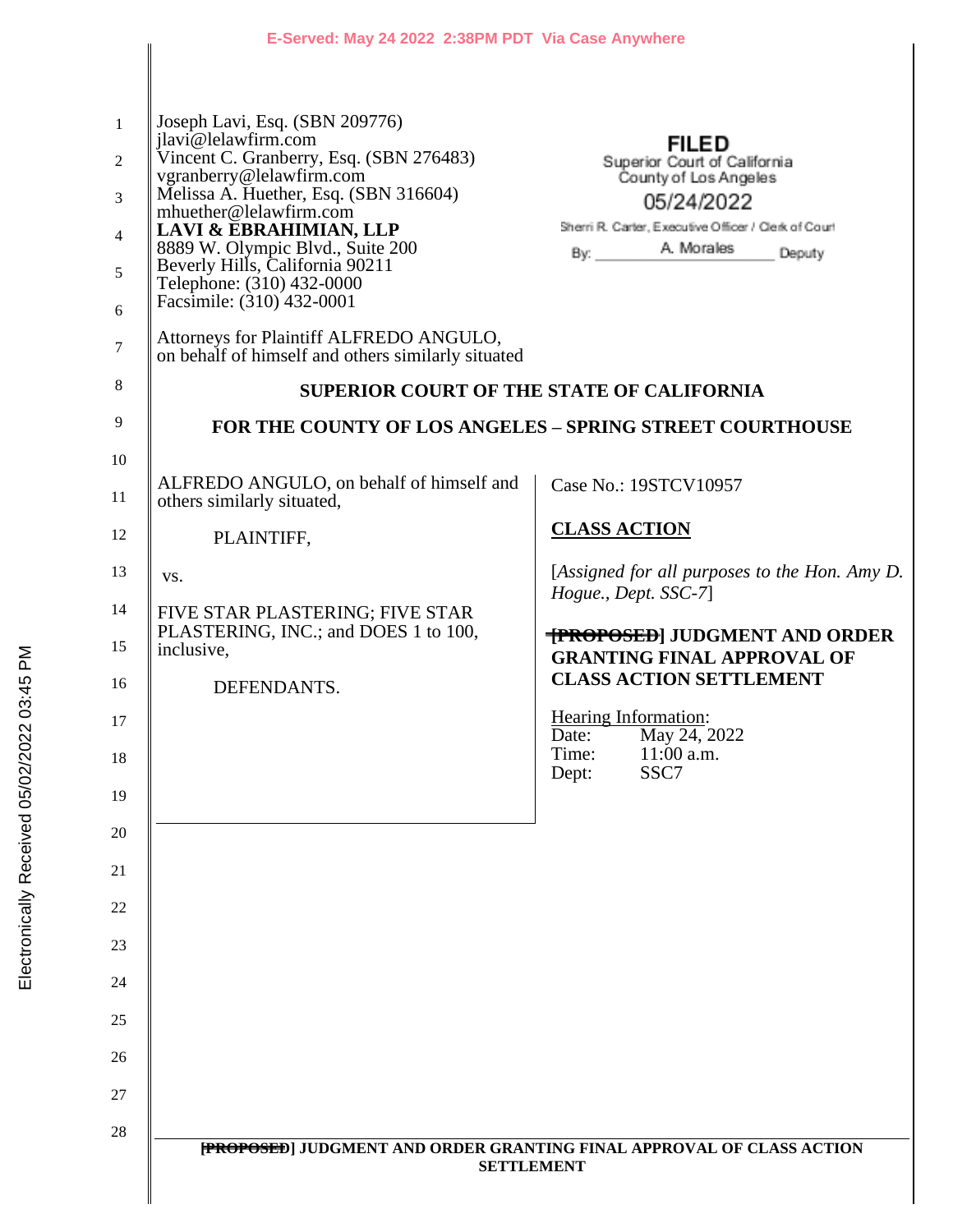E-Served: May 24 2022 2:38PM PDT Via Case Anywhere

Joseph Lavi, Esq. (SBN 209776)
jlavi@lelawfirm.com
Vincent C. Granberry, Esq. (SBN 276483)
vgranberry@lelawfirm.com
Melissa A. Huether, Esq. (SBN 316604)
mhuether@lelawfirm.com
**LAVI & EBRAHIMIAN, LLP**
8889 W. Olympic Blvd., Suite 200
Beverly Hills, California 90211
Telephone: (310) 432-0000
Facsimile: (310) 432-0001

Attorneys for Plaintiff ALFREDO ANGULO,
on behalf of himself and others similarly situated

**FILED**
Superior Court of California
County of Los Angeles
05/24/2022
Sherri R. Carter, Executive Officer / Clerk of Court
By: A. Morales Deputy

**SUPERIOR COURT OF THE STATE OF CALIFORNIA**

**FOR THE COUNTY OF LOS ANGELES – SPRING STREET COURTHOUSE**

ALFREDO ANGULO, on behalf of himself and others similarly situated,

PLAINTIFF,

vs.

FIVE STAR PLASTERING; FIVE STAR PLASTERING, INC.; and DOES 1 to 100, inclusive,

DEFENDANTS.

Case No.: 19STCV10957

**CLASS ACTION**

[*Assigned for all purposes to the Hon. Amy D. Hogue., Dept. SSC-7*]

**~~[PROPOSED]~~ JUDGMENT AND ORDER GRANTING FINAL APPROVAL OF CLASS ACTION SETTLEMENT**

Hearing Information:
Date: May 24, 2022
Time: 11:00 a.m.
Dept: SSC7

Electronically Received 05/02/2022 03:45 PM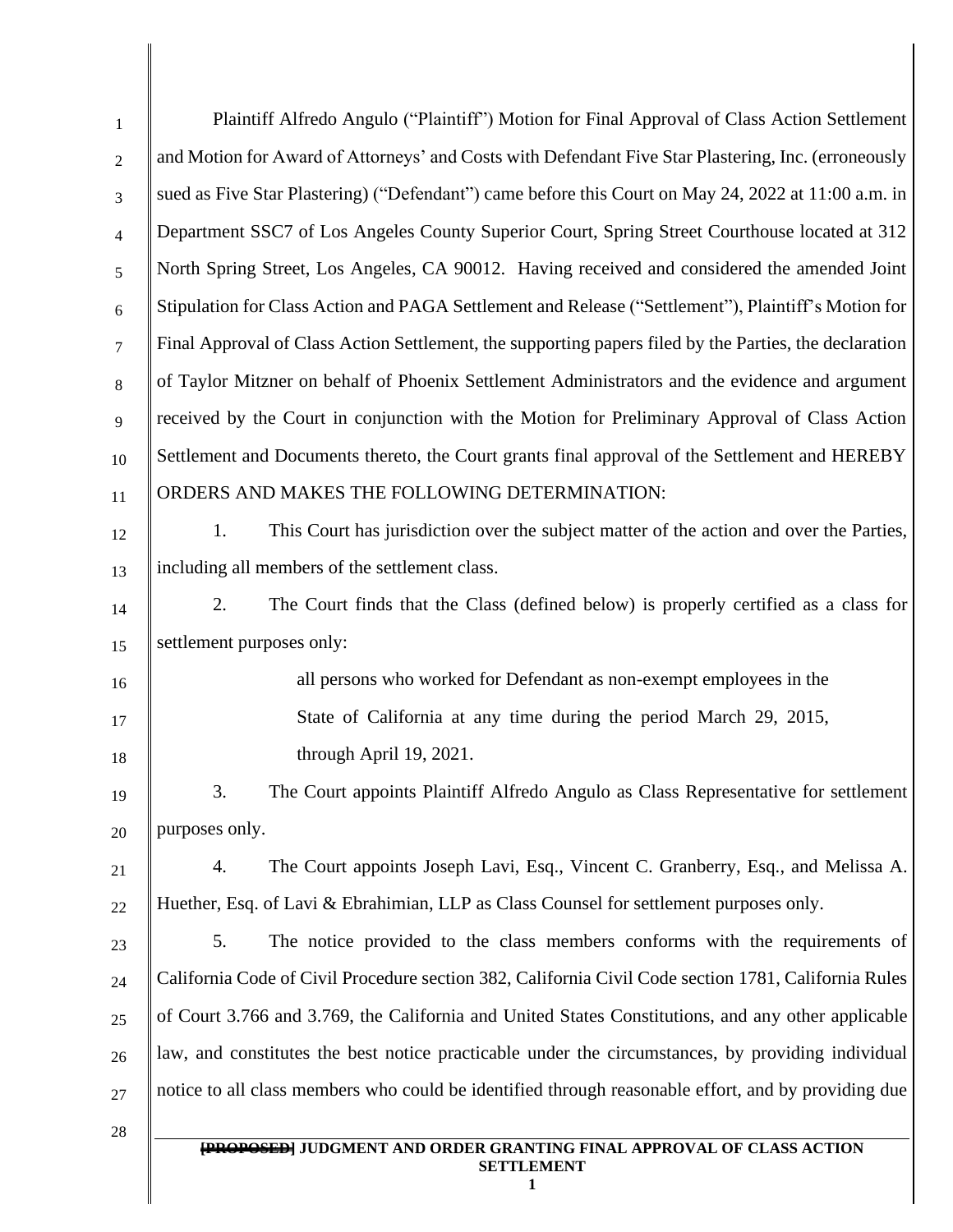Plaintiff Alfredo Angulo ("Plaintiff") Motion for Final Approval of Class Action Settlement and Motion for Award of Attorneys' and Costs with Defendant Five Star Plastering, Inc. (erroneously sued as Five Star Plastering) ("Defendant") came before this Court on May 24, 2022 at 11:00 a.m. in Department SSC7 of Los Angeles County Superior Court, Spring Street Courthouse located at 312 North Spring Street, Los Angeles, CA 90012. Having received and considered the amended Joint Stipulation for Class Action and PAGA Settlement and Release ("Settlement"), Plaintiff's Motion for Final Approval of Class Action Settlement, the supporting papers filed by the Parties, the declaration of Taylor Mitzner on behalf of Phoenix Settlement Administrators and the evidence and argument received by the Court in conjunction with the Motion for Preliminary Approval of Class Action Settlement and Documents thereto, the Court grants final approval of the Settlement and HEREBY ORDERS AND MAKES THE FOLLOWING DETERMINATION:

1. This Court has jurisdiction over the subject matter of the action and over the Parties, including all members of the settlement class.

2. The Court finds that the Class (defined below) is properly certified as a class for settlement purposes only:

> all persons who worked for Defendant as non-exempt employees in the State of California at any time during the period March 29, 2015, through April 19, 2021.

3. The Court appoints Plaintiff Alfredo Angulo as Class Representative for settlement purposes only.

4. The Court appoints Joseph Lavi, Esq., Vincent C. Granberry, Esq., and Melissa A. Huether, Esq. of Lavi & Ebrahimian, LLP as Class Counsel for settlement purposes only.

5. The notice provided to the class members conforms with the requirements of California Code of Civil Procedure section 382, California Civil Code section 1781, California Rules of Court 3.766 and 3.769, the California and United States Constitutions, and any other applicable law, and constitutes the best notice practicable under the circumstances, by providing individual notice to all class members who could be identified through reasonable effort, and by providing due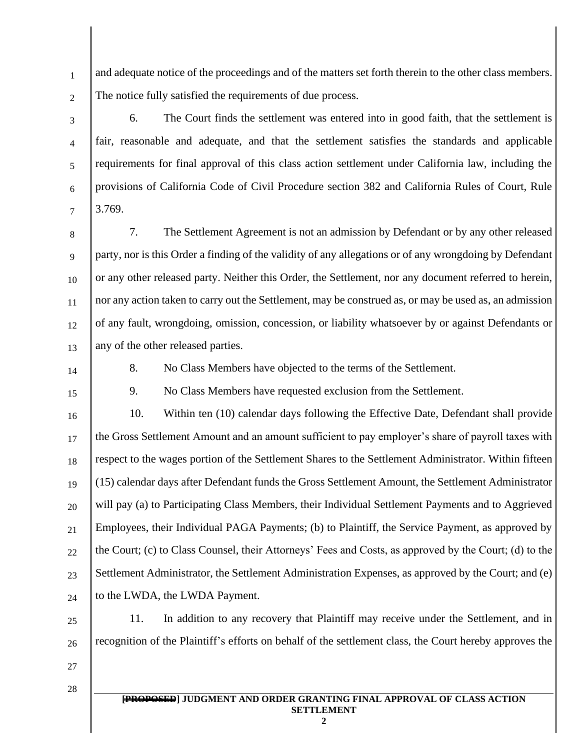and adequate notice of the proceedings and of the matters set forth therein to the other class members. The notice fully satisfied the requirements of due process.

6. The Court finds the settlement was entered into in good faith, that the settlement is fair, reasonable and adequate, and that the settlement satisfies the standards and applicable requirements for final approval of this class action settlement under California law, including the provisions of California Code of Civil Procedure section 382 and California Rules of Court, Rule 3.769.

7. The Settlement Agreement is not an admission by Defendant or by any other released party, nor is this Order a finding of the validity of any allegations or of any wrongdoing by Defendant or any other released party. Neither this Order, the Settlement, nor any document referred to herein, nor any action taken to carry out the Settlement, may be construed as, or may be used as, an admission of any fault, wrongdoing, omission, concession, or liability whatsoever by or against Defendants or any of the other released parties.

8. No Class Members have objected to the terms of the Settlement.

9. No Class Members have requested exclusion from the Settlement.

10. Within ten (10) calendar days following the Effective Date, Defendant shall provide the Gross Settlement Amount and an amount sufficient to pay employer's share of payroll taxes with respect to the wages portion of the Settlement Shares to the Settlement Administrator. Within fifteen (15) calendar days after Defendant funds the Gross Settlement Amount, the Settlement Administrator will pay (a) to Participating Class Members, their Individual Settlement Payments and to Aggrieved Employees, their Individual PAGA Payments; (b) to Plaintiff, the Service Payment, as approved by the Court; (c) to Class Counsel, their Attorneys' Fees and Costs, as approved by the Court; (d) to the Settlement Administrator, the Settlement Administration Expenses, as approved by the Court; and (e) to the LWDA, the LWDA Payment.

11. In addition to any recovery that Plaintiff may receive under the Settlement, and in recognition of the Plaintiff's efforts on behalf of the settlement class, the Court hereby approves the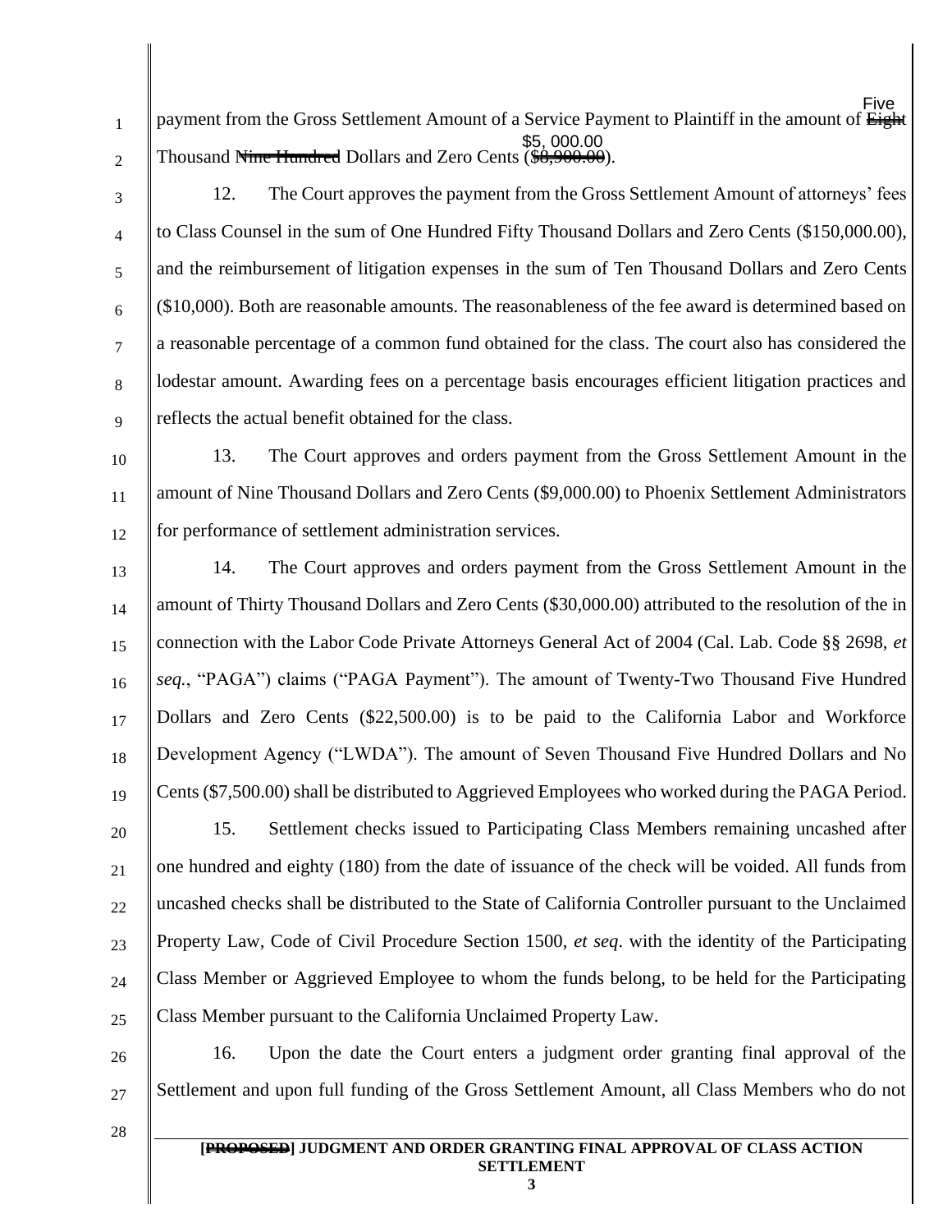payment from the Gross Settlement Amount of a Service Payment to Plaintiff in the amount of ~~Eight~~ Five Thousand ~~Nine Hundred~~ Dollars and Zero Cents (~~$8,900.00~~ $5, 000.00).

12. The Court approves the payment from the Gross Settlement Amount of attorneys' fees to Class Counsel in the sum of One Hundred Fifty Thousand Dollars and Zero Cents ($150,000.00), and the reimbursement of litigation expenses in the sum of Ten Thousand Dollars and Zero Cents ($10,000). Both are reasonable amounts. The reasonableness of the fee award is determined based on a reasonable percentage of a common fund obtained for the class. The court also has considered the lodestar amount. Awarding fees on a percentage basis encourages efficient litigation practices and reflects the actual benefit obtained for the class.

13. The Court approves and orders payment from the Gross Settlement Amount in the amount of Nine Thousand Dollars and Zero Cents ($9,000.00) to Phoenix Settlement Administrators for performance of settlement administration services.

14. The Court approves and orders payment from the Gross Settlement Amount in the amount of Thirty Thousand Dollars and Zero Cents ($30,000.00) attributed to the resolution of the in connection with the Labor Code Private Attorneys General Act of 2004 (Cal. Lab. Code §§ 2698, *et seq.*, "PAGA") claims ("PAGA Payment"). The amount of Twenty-Two Thousand Five Hundred Dollars and Zero Cents ($22,500.00) is to be paid to the California Labor and Workforce Development Agency ("LWDA"). The amount of Seven Thousand Five Hundred Dollars and No Cents ($7,500.00) shall be distributed to Aggrieved Employees who worked during the PAGA Period.

15. Settlement checks issued to Participating Class Members remaining uncashed after one hundred and eighty (180) from the date of issuance of the check will be voided. All funds from uncashed checks shall be distributed to the State of California Controller pursuant to the Unclaimed Property Law, Code of Civil Procedure Section 1500, *et seq*. with the identity of the Participating Class Member or Aggrieved Employee to whom the funds belong, to be held for the Participating Class Member pursuant to the California Unclaimed Property Law.

16. Upon the date the Court enters a judgment order granting final approval of the Settlement and upon full funding of the Gross Settlement Amount, all Class Members who do not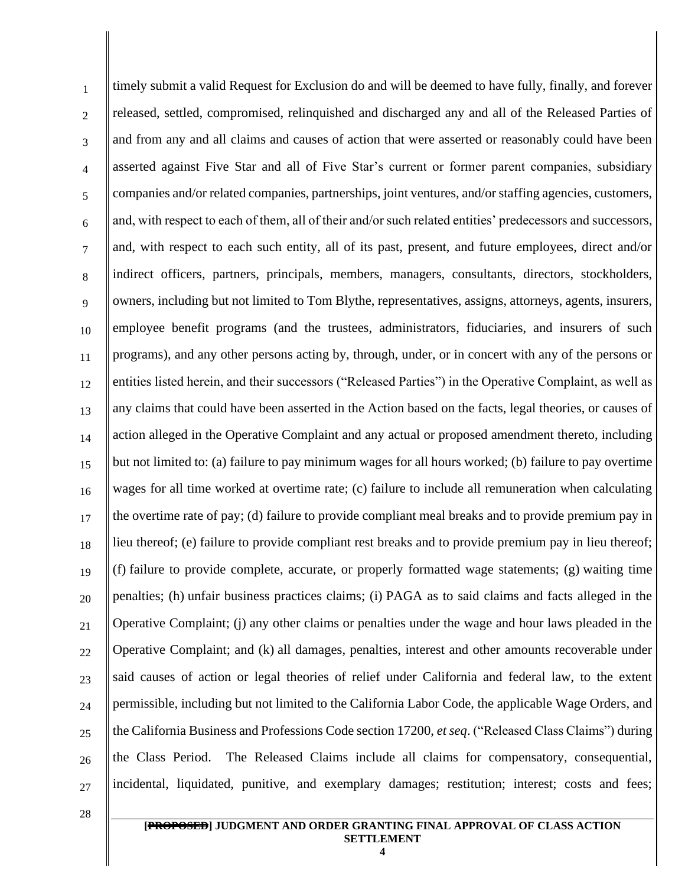timely submit a valid Request for Exclusion do and will be deemed to have fully, finally, and forever released, settled, compromised, relinquished and discharged any and all of the Released Parties of and from any and all claims and causes of action that were asserted or reasonably could have been asserted against Five Star and all of Five Star's current or former parent companies, subsidiary companies and/or related companies, partnerships, joint ventures, and/or staffing agencies, customers, and, with respect to each of them, all of their and/or such related entities' predecessors and successors, and, with respect to each such entity, all of its past, present, and future employees, direct and/or indirect officers, partners, principals, members, managers, consultants, directors, stockholders, owners, including but not limited to Tom Blythe, representatives, assigns, attorneys, agents, insurers, employee benefit programs (and the trustees, administrators, fiduciaries, and insurers of such programs), and any other persons acting by, through, under, or in concert with any of the persons or entities listed herein, and their successors ("Released Parties") in the Operative Complaint, as well as any claims that could have been asserted in the Action based on the facts, legal theories, or causes of action alleged in the Operative Complaint and any actual or proposed amendment thereto, including but not limited to: (a) failure to pay minimum wages for all hours worked; (b) failure to pay overtime wages for all time worked at overtime rate; (c) failure to include all remuneration when calculating the overtime rate of pay; (d) failure to provide compliant meal breaks and to provide premium pay in lieu thereof; (e) failure to provide compliant rest breaks and to provide premium pay in lieu thereof; (f) failure to provide complete, accurate, or properly formatted wage statements; (g) waiting time penalties; (h) unfair business practices claims; (i) PAGA as to said claims and facts alleged in the Operative Complaint; (j) any other claims or penalties under the wage and hour laws pleaded in the Operative Complaint; and (k) all damages, penalties, interest and other amounts recoverable under said causes of action or legal theories of relief under California and federal law, to the extent permissible, including but not limited to the California Labor Code, the applicable Wage Orders, and the California Business and Professions Code section 17200, *et seq*. ("Released Class Claims") during the Class Period. The Released Claims include all claims for compensatory, consequential, incidental, liquidated, punitive, and exemplary damages; restitution; interest; costs and fees;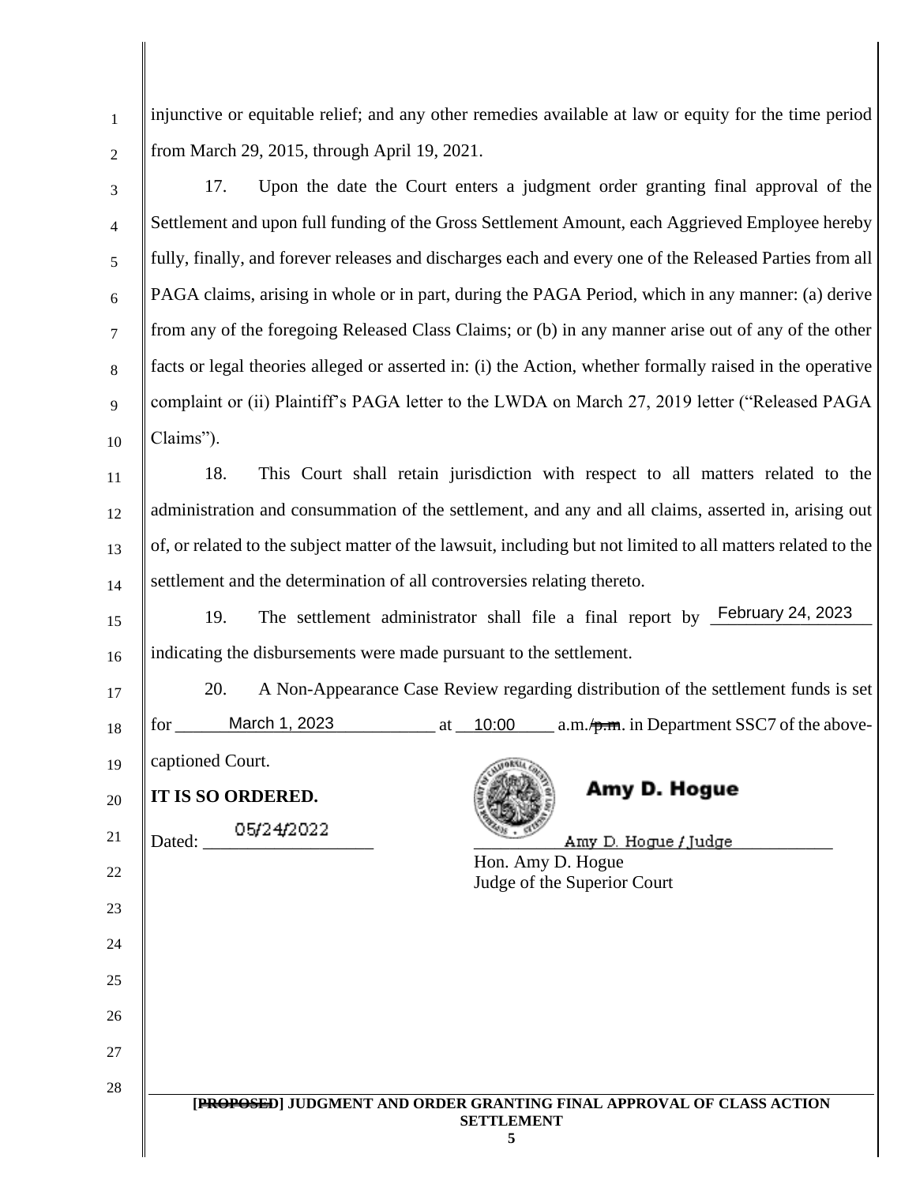injunctive or equitable relief; and any other remedies available at law or equity for the time period from March 29, 2015, through April 19, 2021.

17. Upon the date the Court enters a judgment order granting final approval of the Settlement and upon full funding of the Gross Settlement Amount, each Aggrieved Employee hereby fully, finally, and forever releases and discharges each and every one of the Released Parties from all PAGA claims, arising in whole or in part, during the PAGA Period, which in any manner: (a) derive from any of the foregoing Released Class Claims; or (b) in any manner arise out of any of the other facts or legal theories alleged or asserted in: (i) the Action, whether formally raised in the operative complaint or (ii) Plaintiff's PAGA letter to the LWDA on March 27, 2019 letter ("Released PAGA Claims").

18. This Court shall retain jurisdiction with respect to all matters related to the administration and consummation of the settlement, and any and all claims, asserted in, arising out of, or related to the subject matter of the lawsuit, including but not limited to all matters related to the settlement and the determination of all controversies relating thereto.

19. The settlement administrator shall file a final report by February 24, 2023 indicating the disbursements were made pursuant to the settlement.

20. A Non-Appearance Case Review regarding distribution of the settlement funds is set for March 1, 2023 at 10:00 a.m./~~p.m.~~ in Department SSC7 of the above-captioned Court.

**IT IS SO ORDERED.**

Dated: 05/24/2022

Amy D. Hogue

Amy D. Hogue / Judge

Hon. Amy D. Hogue
Judge of the Superior Court

**[~~PROPOSED~~] JUDGMENT AND ORDER GRANTING FINAL APPROVAL OF CLASS ACTION SETTLEMENT**